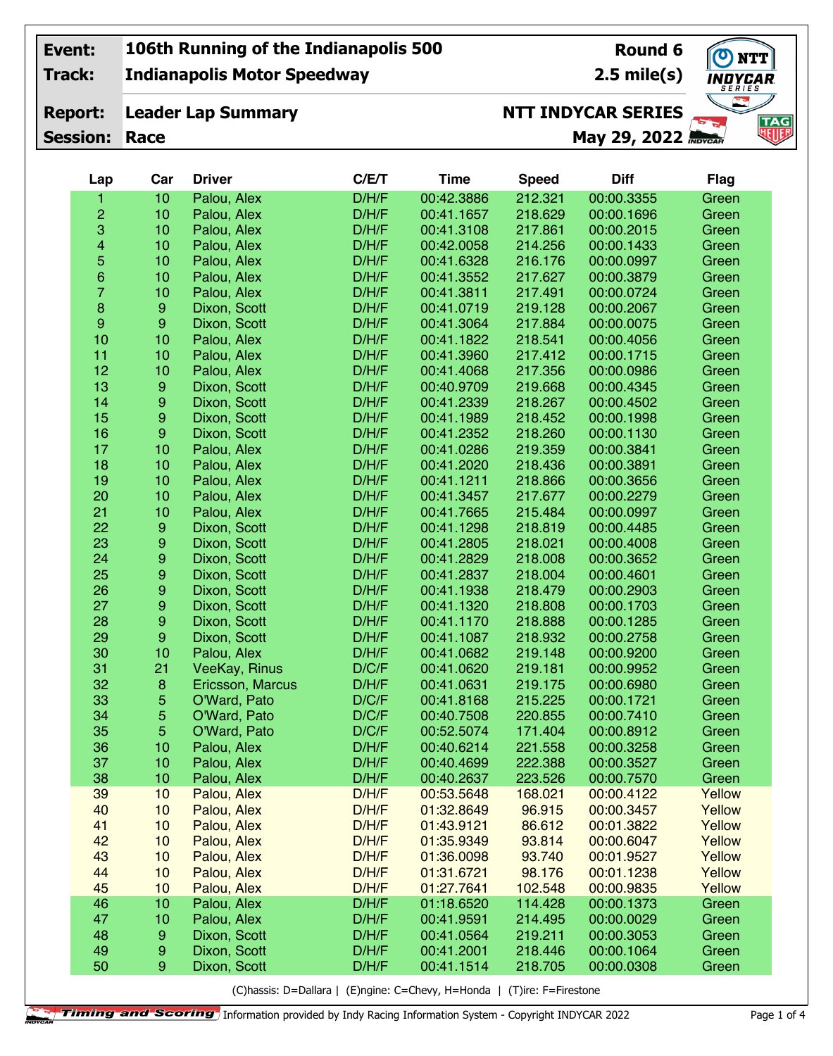| Event: | 106th Running of the Indianapolis 500 | Round 6 |
|---|---|---|
| Track: | Indianapolis Motor Speedway | 2.5 mile(s) |
| Report: | Leader Lap Summary | NTT INDYCAR SERIES |
| Session: | Race | May 29, 2022 |

| Lap | Car | Driver | C/E/T | Time | Speed | Diff | Flag |
|---|---|---|---|---|---|---|---|
| 1 | 10 | Palou, Alex | D/H/F | 00:42.3886 | 212.321 | 00:00.3355 | Green |
| 2 | 10 | Palou, Alex | D/H/F | 00:41.1657 | 218.629 | 00:00.1696 | Green |
| 3 | 10 | Palou, Alex | D/H/F | 00:41.3108 | 217.861 | 00:00.2015 | Green |
| 4 | 10 | Palou, Alex | D/H/F | 00:42.0058 | 214.256 | 00:00.1433 | Green |
| 5 | 10 | Palou, Alex | D/H/F | 00:41.6328 | 216.176 | 00:00.0997 | Green |
| 6 | 10 | Palou, Alex | D/H/F | 00:41.3552 | 217.627 | 00:00.3879 | Green |
| 7 | 10 | Palou, Alex | D/H/F | 00:41.3811 | 217.491 | 00:00.0724 | Green |
| 8 | 9 | Dixon, Scott | D/H/F | 00:41.0719 | 219.128 | 00:00.2067 | Green |
| 9 | 9 | Dixon, Scott | D/H/F | 00:41.3064 | 217.884 | 00:00.0075 | Green |
| 10 | 10 | Palou, Alex | D/H/F | 00:41.1822 | 218.541 | 00:00.4056 | Green |
| 11 | 10 | Palou, Alex | D/H/F | 00:41.3960 | 217.412 | 00:00.1715 | Green |
| 12 | 10 | Palou, Alex | D/H/F | 00:41.4068 | 217.356 | 00:00.0986 | Green |
| 13 | 9 | Dixon, Scott | D/H/F | 00:40.9709 | 219.668 | 00:00.4345 | Green |
| 14 | 9 | Dixon, Scott | D/H/F | 00:41.2339 | 218.267 | 00:00.4502 | Green |
| 15 | 9 | Dixon, Scott | D/H/F | 00:41.1989 | 218.452 | 00:00.1998 | Green |
| 16 | 9 | Dixon, Scott | D/H/F | 00:41.2352 | 218.260 | 00:00.1130 | Green |
| 17 | 10 | Palou, Alex | D/H/F | 00:41.0286 | 219.359 | 00:00.3841 | Green |
| 18 | 10 | Palou, Alex | D/H/F | 00:41.2020 | 218.436 | 00:00.3891 | Green |
| 19 | 10 | Palou, Alex | D/H/F | 00:41.1211 | 218.866 | 00:00.3656 | Green |
| 20 | 10 | Palou, Alex | D/H/F | 00:41.3457 | 217.677 | 00:00.2279 | Green |
| 21 | 10 | Palou, Alex | D/H/F | 00:41.7665 | 215.484 | 00:00.0997 | Green |
| 22 | 9 | Dixon, Scott | D/H/F | 00:41.1298 | 218.819 | 00:00.4485 | Green |
| 23 | 9 | Dixon, Scott | D/H/F | 00:41.2805 | 218.021 | 00:00.4008 | Green |
| 24 | 9 | Dixon, Scott | D/H/F | 00:41.2829 | 218.008 | 00:00.3652 | Green |
| 25 | 9 | Dixon, Scott | D/H/F | 00:41.2837 | 218.004 | 00:00.4601 | Green |
| 26 | 9 | Dixon, Scott | D/H/F | 00:41.1938 | 218.479 | 00:00.2903 | Green |
| 27 | 9 | Dixon, Scott | D/H/F | 00:41.1320 | 218.808 | 00:00.1703 | Green |
| 28 | 9 | Dixon, Scott | D/H/F | 00:41.1170 | 218.888 | 00:00.1285 | Green |
| 29 | 9 | Dixon, Scott | D/H/F | 00:41.1087 | 218.932 | 00:00.2758 | Green |
| 30 | 10 | Palou, Alex | D/H/F | 00:41.0682 | 219.148 | 00:00.9200 | Green |
| 31 | 21 | VeeKay, Rinus | D/C/F | 00:41.0620 | 219.181 | 00:00.9952 | Green |
| 32 | 8 | Ericsson, Marcus | D/H/F | 00:41.0631 | 219.175 | 00:00.6980 | Green |
| 33 | 5 | O'Ward, Pato | D/C/F | 00:41.8168 | 215.225 | 00:00.1721 | Green |
| 34 | 5 | O'Ward, Pato | D/C/F | 00:40.7508 | 220.855 | 00:00.7410 | Green |
| 35 | 5 | O'Ward, Pato | D/C/F | 00:52.5074 | 171.404 | 00:00.8912 | Green |
| 36 | 10 | Palou, Alex | D/H/F | 00:40.6214 | 221.558 | 00:00.3258 | Green |
| 37 | 10 | Palou, Alex | D/H/F | 00:40.4699 | 222.388 | 00:00.3527 | Green |
| 38 | 10 | Palou, Alex | D/H/F | 00:40.2637 | 223.526 | 00:00.7570 | Green |
| 39 | 10 | Palou, Alex | D/H/F | 00:53.5648 | 168.021 | 00:00.4122 | Yellow |
| 40 | 10 | Palou, Alex | D/H/F | 01:32.8649 | 96.915 | 00:00.3457 | Yellow |
| 41 | 10 | Palou, Alex | D/H/F | 01:43.9121 | 86.612 | 00:01.3822 | Yellow |
| 42 | 10 | Palou, Alex | D/H/F | 01:35.9349 | 93.814 | 00:00.6047 | Yellow |
| 43 | 10 | Palou, Alex | D/H/F | 01:36.0098 | 93.740 | 00:01.9527 | Yellow |
| 44 | 10 | Palou, Alex | D/H/F | 01:31.6721 | 98.176 | 00:01.1238 | Yellow |
| 45 | 10 | Palou, Alex | D/H/F | 01:27.7641 | 102.548 | 00:00.9835 | Yellow |
| 46 | 10 | Palou, Alex | D/H/F | 01:18.6520 | 114.428 | 00:00.1373 | Green |
| 47 | 10 | Palou, Alex | D/H/F | 00:41.9591 | 214.495 | 00:00.0029 | Green |
| 48 | 9 | Dixon, Scott | D/H/F | 00:41.0564 | 219.211 | 00:00.3053 | Green |
| 49 | 9 | Dixon, Scott | D/H/F | 00:41.2001 | 218.446 | 00:00.1064 | Green |
| 50 | 9 | Dixon, Scott | D/H/F | 00:41.1514 | 218.705 | 00:00.0308 | Green |

(C)hassis: D=Dallara | (E)ngine: C=Chevy, H=Honda | (T)ire: F=Firestone

Timing and Scoring Information provided by Indy Racing Information System - Copyright INDYCAR 2022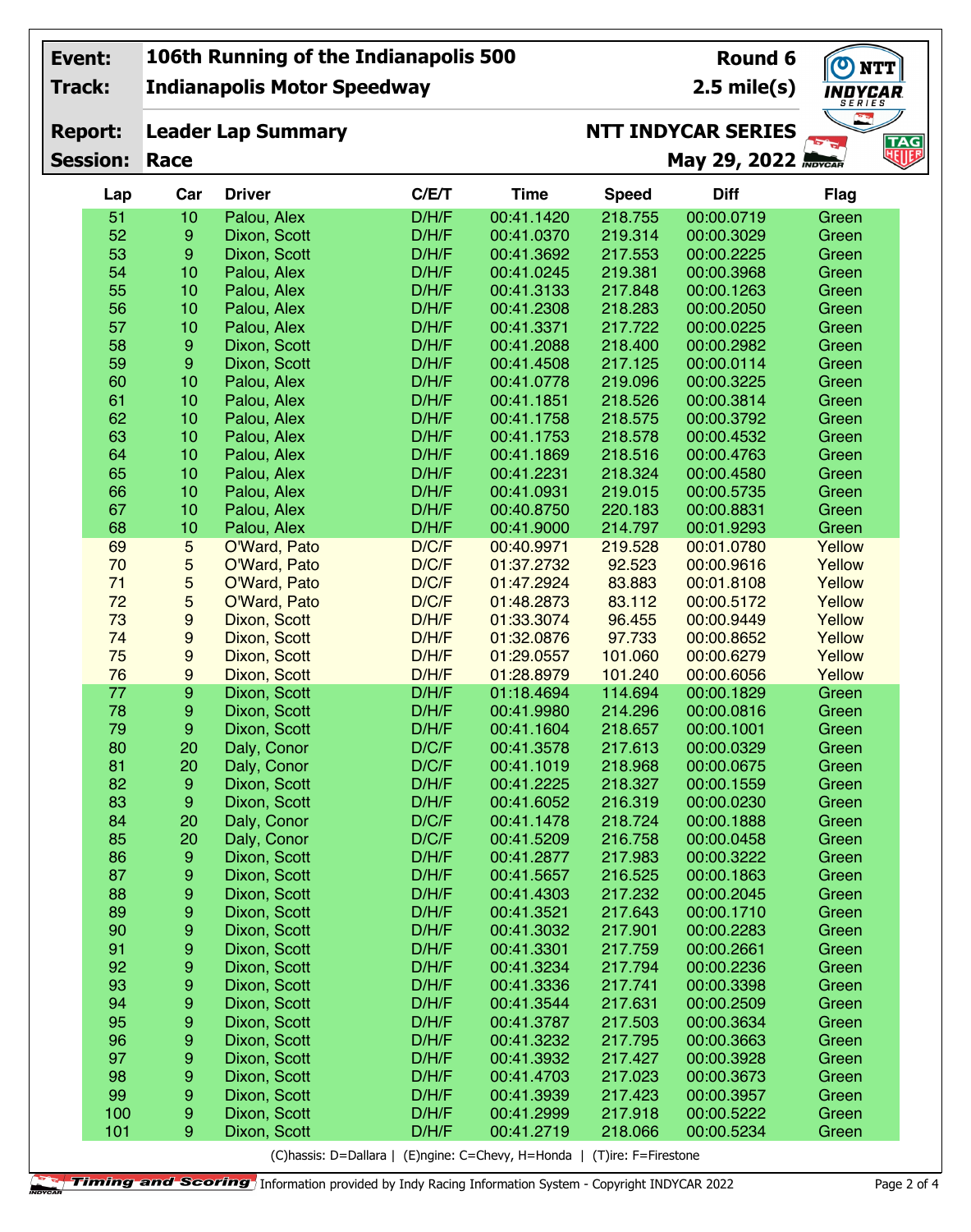| Event: | 106th Running of the Indianapolis 500 | Round 6 |
|---|---|---|
| Track: | Indianapolis Motor Speedway | 2.5 mile(s) |
| Report: | Leader Lap Summary | NTT INDYCAR SERIES |
| Session: | Race | May 29, 2022 |

| Lap | Car | Driver | C/E/T | Time | Speed | Diff | Flag |
|---|---|---|---|---|---|---|---|
| 51 | 10 | Palou, Alex | D/H/F | 00:41.1420 | 218.755 | 00:00.0719 | Green |
| 52 | 9 | Dixon, Scott | D/H/F | 00:41.0370 | 219.314 | 00:00.3029 | Green |
| 53 | 9 | Dixon, Scott | D/H/F | 00:41.3692 | 217.553 | 00:00.2225 | Green |
| 54 | 10 | Palou, Alex | D/H/F | 00:41.0245 | 219.381 | 00:00.3968 | Green |
| 55 | 10 | Palou, Alex | D/H/F | 00:41.3133 | 217.848 | 00:00.1263 | Green |
| 56 | 10 | Palou, Alex | D/H/F | 00:41.2308 | 218.283 | 00:00.2050 | Green |
| 57 | 10 | Palou, Alex | D/H/F | 00:41.3371 | 217.722 | 00:00.0225 | Green |
| 58 | 9 | Dixon, Scott | D/H/F | 00:41.2088 | 218.400 | 00:00.2982 | Green |
| 59 | 9 | Dixon, Scott | D/H/F | 00:41.4508 | 217.125 | 00:00.0114 | Green |
| 60 | 10 | Palou, Alex | D/H/F | 00:41.0778 | 219.096 | 00:00.3225 | Green |
| 61 | 10 | Palou, Alex | D/H/F | 00:41.1851 | 218.526 | 00:00.3814 | Green |
| 62 | 10 | Palou, Alex | D/H/F | 00:41.1758 | 218.575 | 00:00.3792 | Green |
| 63 | 10 | Palou, Alex | D/H/F | 00:41.1753 | 218.578 | 00:00.4532 | Green |
| 64 | 10 | Palou, Alex | D/H/F | 00:41.1869 | 218.516 | 00:00.4763 | Green |
| 65 | 10 | Palou, Alex | D/H/F | 00:41.2231 | 218.324 | 00:00.4580 | Green |
| 66 | 10 | Palou, Alex | D/H/F | 00:41.0931 | 219.015 | 00:00.5735 | Green |
| 67 | 10 | Palou, Alex | D/H/F | 00:40.8750 | 220.183 | 00:00.8831 | Green |
| 68 | 10 | Palou, Alex | D/H/F | 00:41.9000 | 214.797 | 00:01.9293 | Green |
| 69 | 5 | O'Ward, Pato | D/C/F | 00:40.9971 | 219.528 | 00:01.0780 | Yellow |
| 70 | 5 | O'Ward, Pato | D/C/F | 01:37.2732 | 92.523 | 00:00.9616 | Yellow |
| 71 | 5 | O'Ward, Pato | D/C/F | 01:47.2924 | 83.883 | 00:01.8108 | Yellow |
| 72 | 5 | O'Ward, Pato | D/C/F | 01:48.2873 | 83.112 | 00:00.5172 | Yellow |
| 73 | 9 | Dixon, Scott | D/H/F | 01:33.3074 | 96.455 | 00:00.9449 | Yellow |
| 74 | 9 | Dixon, Scott | D/H/F | 01:32.0876 | 97.733 | 00:00.8652 | Yellow |
| 75 | 9 | Dixon, Scott | D/H/F | 01:29.0557 | 101.060 | 00:00.6279 | Yellow |
| 76 | 9 | Dixon, Scott | D/H/F | 01:28.8979 | 101.240 | 00:00.6056 | Yellow |
| 77 | 9 | Dixon, Scott | D/H/F | 01:18.4694 | 114.694 | 00:00.1829 | Green |
| 78 | 9 | Dixon, Scott | D/H/F | 00:41.9980 | 214.296 | 00:00.0816 | Green |
| 79 | 9 | Dixon, Scott | D/H/F | 00:41.1604 | 218.657 | 00:00.1001 | Green |
| 80 | 20 | Daly, Conor | D/C/F | 00:41.3578 | 217.613 | 00:00.0329 | Green |
| 81 | 20 | Daly, Conor | D/C/F | 00:41.1019 | 218.968 | 00:00.0675 | Green |
| 82 | 9 | Dixon, Scott | D/H/F | 00:41.2225 | 218.327 | 00:00.1559 | Green |
| 83 | 9 | Dixon, Scott | D/H/F | 00:41.6052 | 216.319 | 00:00.0230 | Green |
| 84 | 20 | Daly, Conor | D/C/F | 00:41.1478 | 218.724 | 00:00.1888 | Green |
| 85 | 20 | Daly, Conor | D/C/F | 00:41.5209 | 216.758 | 00:00.0458 | Green |
| 86 | 9 | Dixon, Scott | D/H/F | 00:41.2877 | 217.983 | 00:00.3222 | Green |
| 87 | 9 | Dixon, Scott | D/H/F | 00:41.5657 | 216.525 | 00:00.1863 | Green |
| 88 | 9 | Dixon, Scott | D/H/F | 00:41.4303 | 217.232 | 00:00.2045 | Green |
| 89 | 9 | Dixon, Scott | D/H/F | 00:41.3521 | 217.643 | 00:00.1710 | Green |
| 90 | 9 | Dixon, Scott | D/H/F | 00:41.3032 | 217.901 | 00:00.2283 | Green |
| 91 | 9 | Dixon, Scott | D/H/F | 00:41.3301 | 217.759 | 00:00.2661 | Green |
| 92 | 9 | Dixon, Scott | D/H/F | 00:41.3234 | 217.794 | 00:00.2236 | Green |
| 93 | 9 | Dixon, Scott | D/H/F | 00:41.3336 | 217.741 | 00:00.3398 | Green |
| 94 | 9 | Dixon, Scott | D/H/F | 00:41.3544 | 217.631 | 00:00.2509 | Green |
| 95 | 9 | Dixon, Scott | D/H/F | 00:41.3787 | 217.503 | 00:00.3634 | Green |
| 96 | 9 | Dixon, Scott | D/H/F | 00:41.3232 | 217.795 | 00:00.3663 | Green |
| 97 | 9 | Dixon, Scott | D/H/F | 00:41.3932 | 217.427 | 00:00.3928 | Green |
| 98 | 9 | Dixon, Scott | D/H/F | 00:41.4703 | 217.023 | 00:00.3673 | Green |
| 99 | 9 | Dixon, Scott | D/H/F | 00:41.3939 | 217.423 | 00:00.3957 | Green |
| 100 | 9 | Dixon, Scott | D/H/F | 00:41.2999 | 217.918 | 00:00.5222 | Green |
| 101 | 9 | Dixon, Scott | D/H/F | 00:41.2719 | 218.066 | 00:00.5234 | Green |

(C)hassis: D=Dallara | (E)ngine: C=Chevy, H=Honda | (T)ire: F=Firestone

Timing and Scoring Information provided by Indy Racing Information System - Copyright INDYCAR 2022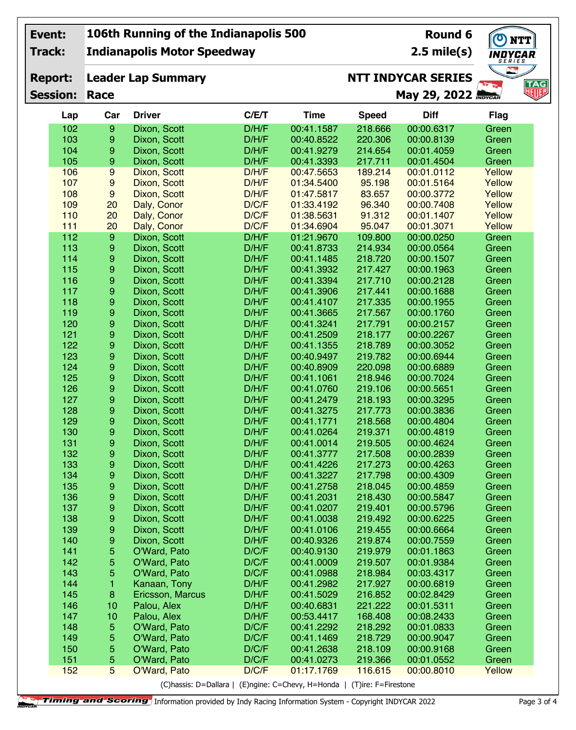| | | | | |
|---|---|---|---|---|
| **Event:** | **106th Running of the Indianapolis 500** | **Round 6** | | |
| **Track:** | **Indianapolis Motor Speedway** | **2.5 mile(s)** | | |
| **Report:** | **Leader Lap Summary** | **NTT INDYCAR SERIES** | | |
| **Session:** | **Race** | **May 29, 2022** | | |

| Lap | Car | Driver | C/E/T | Time | Speed | Diff | Flag |
|---|---|---|---|---|---|---|---|
| 102 | 9 | Dixon, Scott | D/H/F | 00:41.1587 | 218.666 | 00:00.6317 | Green |
| 103 | 9 | Dixon, Scott | D/H/F | 00:40.8522 | 220.306 | 00:00.8139 | Green |
| 104 | 9 | Dixon, Scott | D/H/F | 00:41.9279 | 214.654 | 00:01.4059 | Green |
| 105 | 9 | Dixon, Scott | D/H/F | 00:41.3393 | 217.711 | 00:01.4504 | Green |
| 106 | 9 | Dixon, Scott | D/H/F | 00:47.5653 | 189.214 | 00:01.0112 | Yellow |
| 107 | 9 | Dixon, Scott | D/H/F | 01:34.5400 | 95.198 | 00:01.5164 | Yellow |
| 108 | 9 | Dixon, Scott | D/H/F | 01:47.5817 | 83.657 | 00:00.3772 | Yellow |
| 109 | 20 | Daly, Conor | D/C/F | 01:33.4192 | 96.340 | 00:00.7408 | Yellow |
| 110 | 20 | Daly, Conor | D/C/F | 01:38.5631 | 91.312 | 00:01.1407 | Yellow |
| 111 | 20 | Daly, Conor | D/C/F | 01:34.6904 | 95.047 | 00:01.3071 | Yellow |
| 112 | 9 | Dixon, Scott | D/H/F | 01:21.9670 | 109.800 | 00:00.0250 | Green |
| 113 | 9 | Dixon, Scott | D/H/F | 00:41.8733 | 214.934 | 00:00.0564 | Green |
| 114 | 9 | Dixon, Scott | D/H/F | 00:41.1485 | 218.720 | 00:00.1507 | Green |
| 115 | 9 | Dixon, Scott | D/H/F | 00:41.3932 | 217.427 | 00:00.1963 | Green |
| 116 | 9 | Dixon, Scott | D/H/F | 00:41.3394 | 217.710 | 00:00.2128 | Green |
| 117 | 9 | Dixon, Scott | D/H/F | 00:41.3906 | 217.441 | 00:00.1688 | Green |
| 118 | 9 | Dixon, Scott | D/H/F | 00:41.4107 | 217.335 | 00:00.1955 | Green |
| 119 | 9 | Dixon, Scott | D/H/F | 00:41.3665 | 217.567 | 00:00.1760 | Green |
| 120 | 9 | Dixon, Scott | D/H/F | 00:41.3241 | 217.791 | 00:00.2157 | Green |
| 121 | 9 | Dixon, Scott | D/H/F | 00:41.2509 | 218.177 | 00:00.2267 | Green |
| 122 | 9 | Dixon, Scott | D/H/F | 00:41.1355 | 218.789 | 00:00.3052 | Green |
| 123 | 9 | Dixon, Scott | D/H/F | 00:40.9497 | 219.782 | 00:00.6944 | Green |
| 124 | 9 | Dixon, Scott | D/H/F | 00:40.8909 | 220.098 | 00:00.6889 | Green |
| 125 | 9 | Dixon, Scott | D/H/F | 00:41.1061 | 218.946 | 00:00.7024 | Green |
| 126 | 9 | Dixon, Scott | D/H/F | 00:41.0760 | 219.106 | 00:00.5651 | Green |
| 127 | 9 | Dixon, Scott | D/H/F | 00:41.2479 | 218.193 | 00:00.3295 | Green |
| 128 | 9 | Dixon, Scott | D/H/F | 00:41.3275 | 217.773 | 00:00.3836 | Green |
| 129 | 9 | Dixon, Scott | D/H/F | 00:41.1771 | 218.568 | 00:00.4804 | Green |
| 130 | 9 | Dixon, Scott | D/H/F | 00:41.0264 | 219.371 | 00:00.4819 | Green |
| 131 | 9 | Dixon, Scott | D/H/F | 00:41.0014 | 219.505 | 00:00.4624 | Green |
| 132 | 9 | Dixon, Scott | D/H/F | 00:41.3777 | 217.508 | 00:00.2839 | Green |
| 133 | 9 | Dixon, Scott | D/H/F | 00:41.4226 | 217.273 | 00:00.4263 | Green |
| 134 | 9 | Dixon, Scott | D/H/F | 00:41.3227 | 217.798 | 00:00.4309 | Green |
| 135 | 9 | Dixon, Scott | D/H/F | 00:41.2758 | 218.045 | 00:00.4859 | Green |
| 136 | 9 | Dixon, Scott | D/H/F | 00:41.2031 | 218.430 | 00:00.5847 | Green |
| 137 | 9 | Dixon, Scott | D/H/F | 00:41.0207 | 219.401 | 00:00.5796 | Green |
| 138 | 9 | Dixon, Scott | D/H/F | 00:41.0038 | 219.492 | 00:00.6225 | Green |
| 139 | 9 | Dixon, Scott | D/H/F | 00:41.0106 | 219.455 | 00:00.6664 | Green |
| 140 | 9 | Dixon, Scott | D/H/F | 00:40.9326 | 219.874 | 00:00.7559 | Green |
| 141 | 5 | O'Ward, Pato | D/C/F | 00:40.9130 | 219.979 | 00:01.1863 | Green |
| 142 | 5 | O'Ward, Pato | D/C/F | 00:41.0009 | 219.507 | 00:01.9384 | Green |
| 143 | 5 | O'Ward, Pato | D/C/F | 00:41.0988 | 218.984 | 00:03.4317 | Green |
| 144 | 1 | Kanaan, Tony | D/H/F | 00:41.2982 | 217.927 | 00:00.6819 | Green |
| 145 | 8 | Ericsson, Marcus | D/H/F | 00:41.5029 | 216.852 | 00:02.8429 | Green |
| 146 | 10 | Palou, Alex | D/H/F | 00:40.6831 | 221.222 | 00:01.5311 | Green |
| 147 | 10 | Palou, Alex | D/H/F | 00:53.4417 | 168.408 | 00:08.2433 | Green |
| 148 | 5 | O'Ward, Pato | D/C/F | 00:41.2292 | 218.292 | 00:01.0833 | Green |
| 149 | 5 | O'Ward, Pato | D/C/F | 00:41.1469 | 218.729 | 00:00.9047 | Green |
| 150 | 5 | O'Ward, Pato | D/C/F | 00:41.2638 | 218.109 | 00:00.9168 | Green |
| 151 | 5 | O'Ward, Pato | D/C/F | 00:41.0273 | 219.366 | 00:01.0552 | Green |
| 152 | 5 | O'Ward, Pato | D/C/F | 01:17.1769 | 116.615 | 00:00.8010 | Yellow |

(C)hassis: D=Dallara | (E)ngine: C=Chevy, H=Honda | (T)ire: F=Firestone

Timing and Scoring Information provided by Indy Racing Information System - Copyright INDYCAR 2022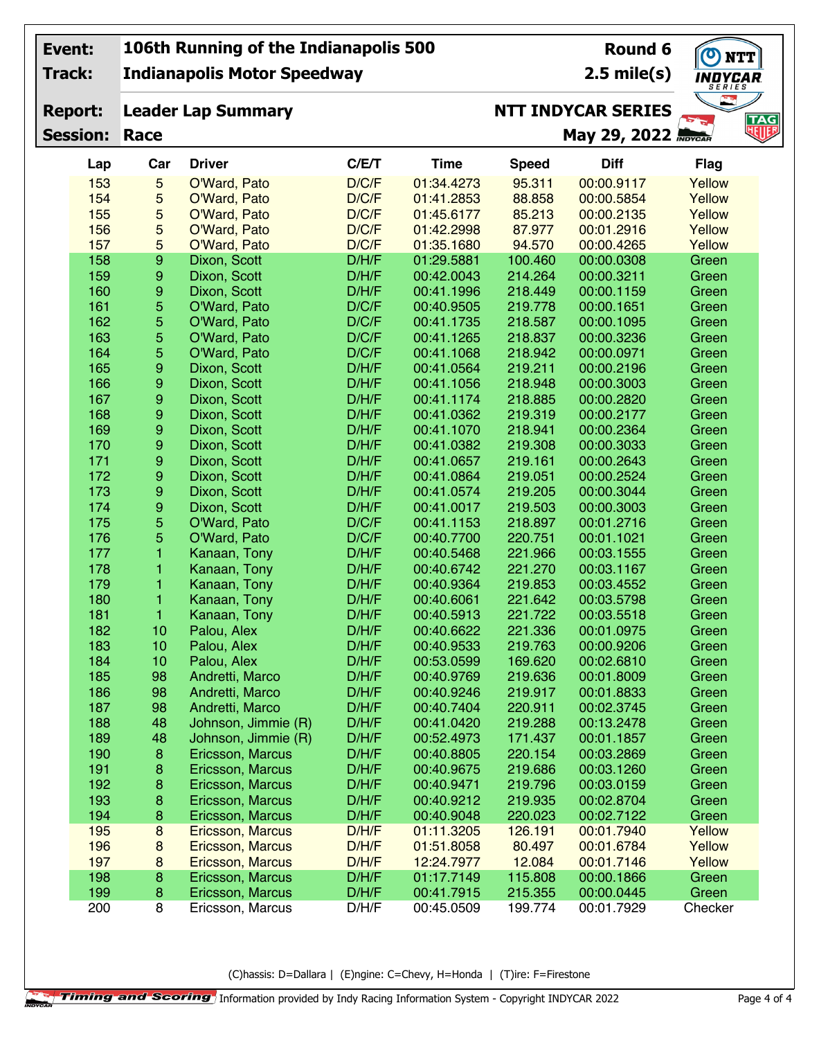| | | | |
|---|---|---|---|
| **Event:** | **106th Running of the Indianapolis 500** | **Round 6** | |
| **Track:** | **Indianapolis Motor Speedway** | **2.5 mile(s)** | |
| **Report:** | **Leader Lap Summary** | **NTT INDYCAR SERIES** | |
| **Session:** | **Race** | **May 29, 2022** | |

| Lap | Car | Driver | C/E/T | Time | Speed | Diff | Flag |
|---|---|---|---|---|---|---|---|
| 153 | 5 | O'Ward, Pato | D/C/F | 01:34.4273 | 95.311 | 00:00.9117 | Yellow |
| 154 | 5 | O'Ward, Pato | D/C/F | 01:41.2853 | 88.858 | 00:00.5854 | Yellow |
| 155 | 5 | O'Ward, Pato | D/C/F | 01:45.6177 | 85.213 | 00:00.2135 | Yellow |
| 156 | 5 | O'Ward, Pato | D/C/F | 01:42.2998 | 87.977 | 00:01.2916 | Yellow |
| 157 | 5 | O'Ward, Pato | D/C/F | 01:35.1680 | 94.570 | 00:00.4265 | Yellow |
| 158 | 9 | Dixon, Scott | D/H/F | 01:29.5881 | 100.460 | 00:00.0308 | Green |
| 159 | 9 | Dixon, Scott | D/H/F | 00:42.0043 | 214.264 | 00:00.3211 | Green |
| 160 | 9 | Dixon, Scott | D/H/F | 00:41.1996 | 218.449 | 00:00.1159 | Green |
| 161 | 5 | O'Ward, Pato | D/C/F | 00:40.9505 | 219.778 | 00:00.1651 | Green |
| 162 | 5 | O'Ward, Pato | D/C/F | 00:41.1735 | 218.587 | 00:00.1095 | Green |
| 163 | 5 | O'Ward, Pato | D/C/F | 00:41.1265 | 218.837 | 00:00.3236 | Green |
| 164 | 5 | O'Ward, Pato | D/C/F | 00:41.1068 | 218.942 | 00:00.0971 | Green |
| 165 | 9 | Dixon, Scott | D/H/F | 00:41.0564 | 219.211 | 00:00.2196 | Green |
| 166 | 9 | Dixon, Scott | D/H/F | 00:41.1056 | 218.948 | 00:00.3003 | Green |
| 167 | 9 | Dixon, Scott | D/H/F | 00:41.1174 | 218.885 | 00:00.2820 | Green |
| 168 | 9 | Dixon, Scott | D/H/F | 00:41.0362 | 219.319 | 00:00.2177 | Green |
| 169 | 9 | Dixon, Scott | D/H/F | 00:41.1070 | 218.941 | 00:00.2364 | Green |
| 170 | 9 | Dixon, Scott | D/H/F | 00:41.0382 | 219.308 | 00:00.3033 | Green |
| 171 | 9 | Dixon, Scott | D/H/F | 00:41.0657 | 219.161 | 00:00.2643 | Green |
| 172 | 9 | Dixon, Scott | D/H/F | 00:41.0864 | 219.051 | 00:00.2524 | Green |
| 173 | 9 | Dixon, Scott | D/H/F | 00:41.0574 | 219.205 | 00:00.3044 | Green |
| 174 | 9 | Dixon, Scott | D/H/F | 00:41.0017 | 219.503 | 00:00.3003 | Green |
| 175 | 5 | O'Ward, Pato | D/C/F | 00:41.1153 | 218.897 | 00:01.2716 | Green |
| 176 | 5 | O'Ward, Pato | D/C/F | 00:40.7700 | 220.751 | 00:01.1021 | Green |
| 177 | 1 | Kanaan, Tony | D/H/F | 00:40.5468 | 221.966 | 00:03.1555 | Green |
| 178 | 1 | Kanaan, Tony | D/H/F | 00:40.6742 | 221.270 | 00:03.1167 | Green |
| 179 | 1 | Kanaan, Tony | D/H/F | 00:40.9364 | 219.853 | 00:03.4552 | Green |
| 180 | 1 | Kanaan, Tony | D/H/F | 00:40.6061 | 221.642 | 00:03.5798 | Green |
| 181 | 1 | Kanaan, Tony | D/H/F | 00:40.5913 | 221.722 | 00:03.5518 | Green |
| 182 | 10 | Palou, Alex | D/H/F | 00:40.6622 | 221.336 | 00:01.0975 | Green |
| 183 | 10 | Palou, Alex | D/H/F | 00:40.9533 | 219.763 | 00:00.9206 | Green |
| 184 | 10 | Palou, Alex | D/H/F | 00:53.0599 | 169.620 | 00:02.6810 | Green |
| 185 | 98 | Andretti, Marco | D/H/F | 00:40.9769 | 219.636 | 00:01.8009 | Green |
| 186 | 98 | Andretti, Marco | D/H/F | 00:40.9246 | 219.917 | 00:01.8833 | Green |
| 187 | 98 | Andretti, Marco | D/H/F | 00:40.7404 | 220.911 | 00:02.3745 | Green |
| 188 | 48 | Johnson, Jimmie (R) | D/H/F | 00:41.0420 | 219.288 | 00:13.2478 | Green |
| 189 | 48 | Johnson, Jimmie (R) | D/H/F | 00:52.4973 | 171.437 | 00:01.1857 | Green |
| 190 | 8 | Ericsson, Marcus | D/H/F | 00:40.8805 | 220.154 | 00:03.2869 | Green |
| 191 | 8 | Ericsson, Marcus | D/H/F | 00:40.9675 | 219.686 | 00:03.1260 | Green |
| 192 | 8 | Ericsson, Marcus | D/H/F | 00:40.9471 | 219.796 | 00:03.0159 | Green |
| 193 | 8 | Ericsson, Marcus | D/H/F | 00:40.9212 | 219.935 | 00:02.8704 | Green |
| 194 | 8 | Ericsson, Marcus | D/H/F | 00:40.9048 | 220.023 | 00:02.7122 | Green |
| 195 | 8 | Ericsson, Marcus | D/H/F | 01:11.3205 | 126.191 | 00:01.7940 | Yellow |
| 196 | 8 | Ericsson, Marcus | D/H/F | 01:51.8058 | 80.497 | 00:01.6784 | Yellow |
| 197 | 8 | Ericsson, Marcus | D/H/F | 12:24.7977 | 12.084 | 00:01.7146 | Yellow |
| 198 | 8 | Ericsson, Marcus | D/H/F | 01:17.7149 | 115.808 | 00:00.1866 | Green |
| 199 | 8 | Ericsson, Marcus | D/H/F | 00:41.7915 | 215.355 | 00:00.0445 | Green |
| 200 | 8 | Ericsson, Marcus | D/H/F | 00:45.0509 | 199.774 | 00:01.7929 | Checker |

(C)hassis: D=Dallara | (E)ngine: C=Chevy, H=Honda | (T)ire: F=Firestone

Timing and Scoring Information provided by Indy Racing Information System - Copyright INDYCAR 2022